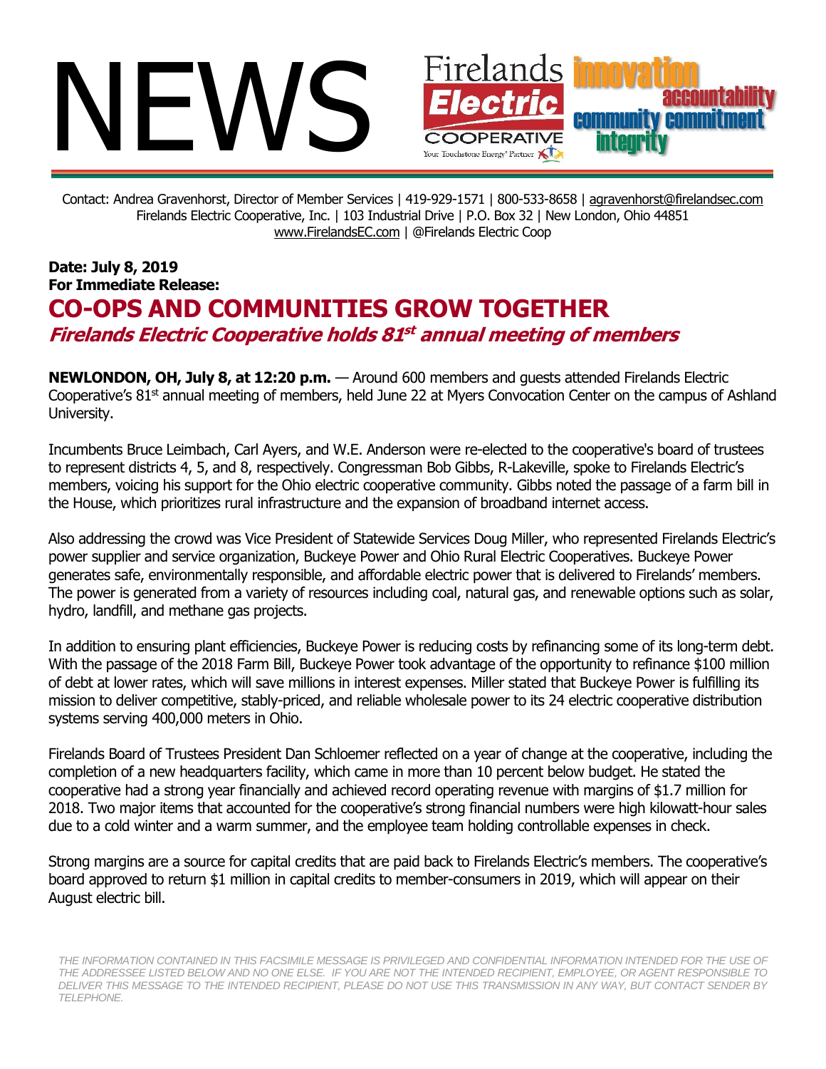# NEWS

Firelands Electric COOPERATIVE

Your Touchstone Energy® Partner

innovation accountability community commitment integrity

Contact: Andrea Gravenhorst, Director of Member Services | 419-929-1571 | 800-533-8658 | agravenhorst@firelandsec.com
Firelands Electric Cooperative, Inc. | 103 Industrial Drive | P.O. Box 32 | New London, Ohio 44851
www.FirelandsEC.com | @Firelands Electric Coop

**Date: July 8, 2019**
**For Immediate Release:**

## CO-OPS AND COMMUNITIES GROW TOGETHER

### *Firelands Electric Cooperative holds 81st annual meeting of members*

**NEWLONDON, OH, July 8, at 12:20 p.m.** — Around 600 members and guests attended Firelands Electric Cooperative's 81st annual meeting of members, held June 22 at Myers Convocation Center on the campus of Ashland University.

Incumbents Bruce Leimbach, Carl Ayers, and W.E. Anderson were re-elected to the cooperative's board of trustees to represent districts 4, 5, and 8, respectively. Congressman Bob Gibbs, R-Lakeville, spoke to Firelands Electric's members, voicing his support for the Ohio electric cooperative community. Gibbs noted the passage of a farm bill in the House, which prioritizes rural infrastructure and the expansion of broadband internet access.

Also addressing the crowd was Vice President of Statewide Services Doug Miller, who represented Firelands Electric's power supplier and service organization, Buckeye Power and Ohio Rural Electric Cooperatives. Buckeye Power generates safe, environmentally responsible, and affordable electric power that is delivered to Firelands' members. The power is generated from a variety of resources including coal, natural gas, and renewable options such as solar, hydro, landfill, and methane gas projects.

In addition to ensuring plant efficiencies, Buckeye Power is reducing costs by refinancing some of its long-term debt. With the passage of the 2018 Farm Bill, Buckeye Power took advantage of the opportunity to refinance $100 million of debt at lower rates, which will save millions in interest expenses. Miller stated that Buckeye Power is fulfilling its mission to deliver competitive, stably-priced, and reliable wholesale power to its 24 electric cooperative distribution systems serving 400,000 meters in Ohio.

Firelands Board of Trustees President Dan Schloemer reflected on a year of change at the cooperative, including the completion of a new headquarters facility, which came in more than 10 percent below budget. He stated the cooperative had a strong year financially and achieved record operating revenue with margins of $1.7 million for 2018. Two major items that accounted for the cooperative's strong financial numbers were high kilowatt-hour sales due to a cold winter and a warm summer, and the employee team holding controllable expenses in check.

Strong margins are a source for capital credits that are paid back to Firelands Electric's members. The cooperative's board approved to return $1 million in capital credits to member-consumers in 2019, which will appear on their August electric bill.

*THE INFORMATION CONTAINED IN THIS FACSIMILE MESSAGE IS PRIVILEGED AND CONFIDENTIAL INFORMATION INTENDED FOR THE USE OF THE ADDRESSEE LISTED BELOW AND NO ONE ELSE. IF YOU ARE NOT THE INTENDED RECIPIENT, EMPLOYEE, OR AGENT RESPONSIBLE TO DELIVER THIS MESSAGE TO THE INTENDED RECIPIENT, PLEASE DO NOT USE THIS TRANSMISSION IN ANY WAY, BUT CONTACT SENDER BY TELEPHONE.*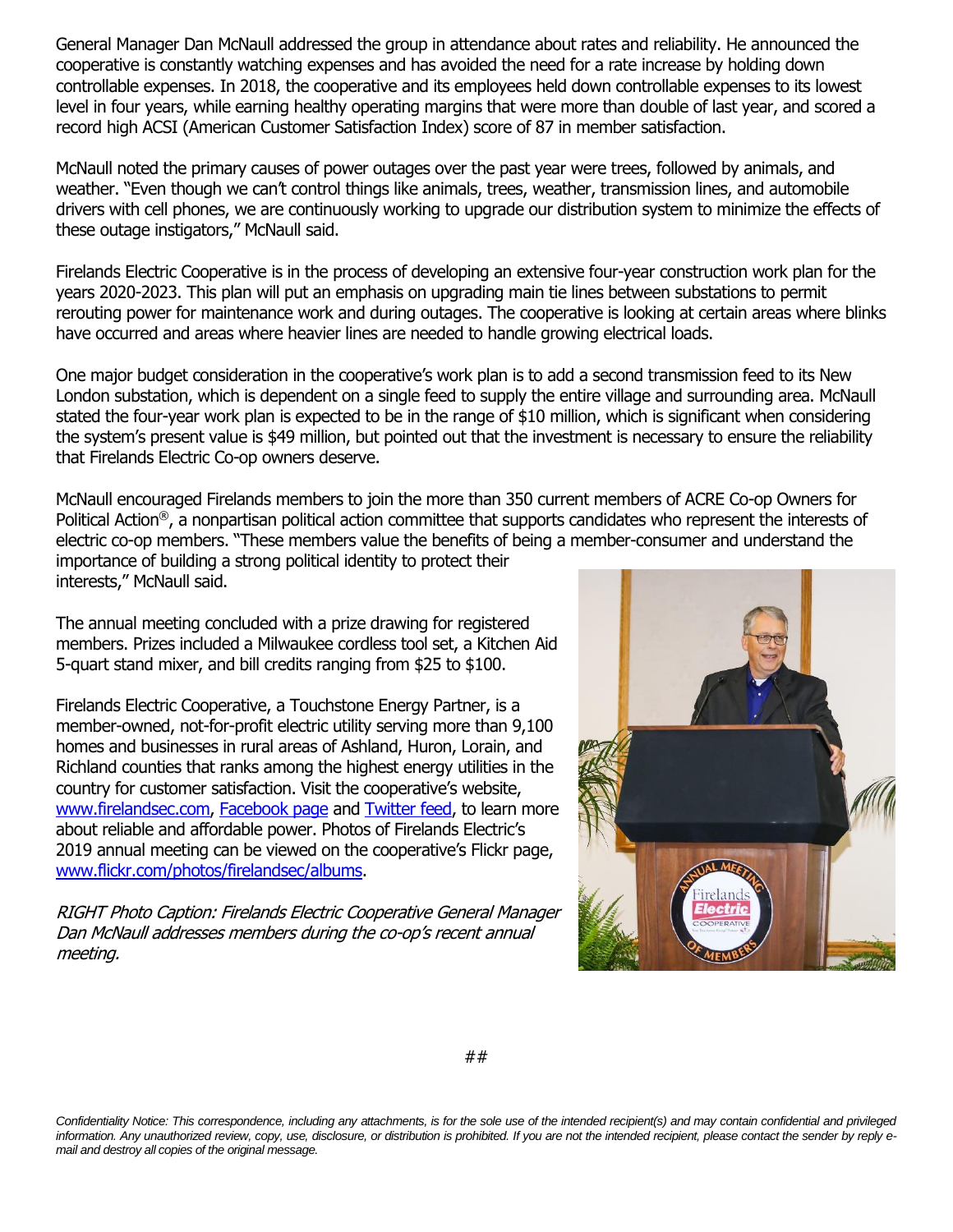General Manager Dan McNaull addressed the group in attendance about rates and reliability. He announced the cooperative is constantly watching expenses and has avoided the need for a rate increase by holding down controllable expenses. In 2018, the cooperative and its employees held down controllable expenses to its lowest level in four years, while earning healthy operating margins that were more than double of last year, and scored a record high ACSI (American Customer Satisfaction Index) score of 87 in member satisfaction.

McNaull noted the primary causes of power outages over the past year were trees, followed by animals, and weather. "Even though we can't control things like animals, trees, weather, transmission lines, and automobile drivers with cell phones, we are continuously working to upgrade our distribution system to minimize the effects of these outage instigators," McNaull said.

Firelands Electric Cooperative is in the process of developing an extensive four-year construction work plan for the years 2020-2023. This plan will put an emphasis on upgrading main tie lines between substations to permit rerouting power for maintenance work and during outages. The cooperative is looking at certain areas where blinks have occurred and areas where heavier lines are needed to handle growing electrical loads.

One major budget consideration in the cooperative's work plan is to add a second transmission feed to its New London substation, which is dependent on a single feed to supply the entire village and surrounding area. McNaull stated the four-year work plan is expected to be in the range of $10 million, which is significant when considering the system's present value is $49 million, but pointed out that the investment is necessary to ensure the reliability that Firelands Electric Co-op owners deserve.

McNaull encouraged Firelands members to join the more than 350 current members of ACRE Co-op Owners for Political Action®, a nonpartisan political action committee that supports candidates who represent the interests of electric co-op members. "These members value the benefits of being a member-consumer and understand the importance of building a strong political identity to protect their interests," McNaull said.

The annual meeting concluded with a prize drawing for registered members. Prizes included a Milwaukee cordless tool set, a Kitchen Aid 5-quart stand mixer, and bill credits ranging from $25 to $100.

Firelands Electric Cooperative, a Touchstone Energy Partner, is a member-owned, not-for-profit electric utility serving more than 9,100 homes and businesses in rural areas of Ashland, Huron, Lorain, and Richland counties that ranks among the highest energy utilities in the country for customer satisfaction. Visit the cooperative's website, [www.firelandsec.com](http://www.firelandsec.com), [Facebook page]() and [Twitter feed](), to learn more about reliable and affordable power. Photos of Firelands Electric's 2019 annual meeting can be viewed on the cooperative's Flickr page, [www.flickr.com/photos/firelandsec/albums](http://www.flickr.com/photos/firelandsec/albums).

*RIGHT Photo Caption: Firelands Electric Cooperative General Manager Dan McNaull addresses members during the co-op's recent annual meeting.*

##

*Confidentiality Notice: This correspondence, including any attachments, is for the sole use of the intended recipient(s) and may contain confidential and privileged information. Any unauthorized review, copy, use, disclosure, or distribution is prohibited. If you are not the intended recipient, please contact the sender by reply e-mail and destroy all copies of the original message.*